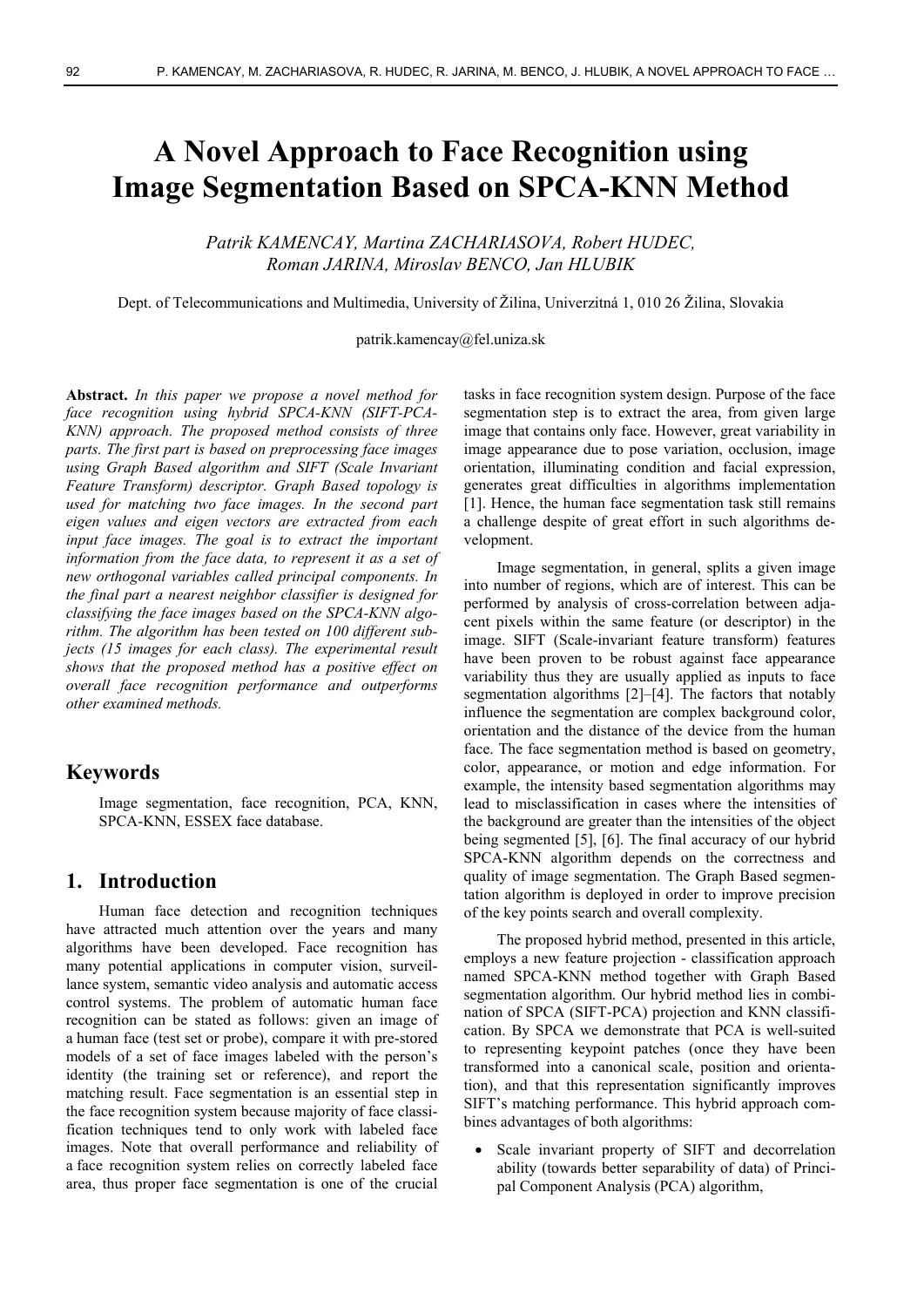# A Novel Approach to Face Recognition using Image Segmentation Based on SPCA-KNN Method

*Patrik KAMENCAY, Martina ZACHARIASOVA, Robert HUDEC, Roman JARINA, Miroslav BENCO, Jan HLUBIK*

Dept. of Telecommunications and Multimedia, University of Žilina, Univerzitná 1, 010 26 Žilina, Slovakia

patrik.kamencay@fel.uniza.sk

**Abstract.** *In this paper we propose a novel method for face recognition using hybrid SPCA-KNN (SIFT-PCA-KNN) approach. The proposed method consists of three parts. The first part is based on preprocessing face images using Graph Based algorithm and SIFT (Scale Invariant Feature Transform) descriptor. Graph Based topology is used for matching two face images. In the second part eigen values and eigen vectors are extracted from each input face images. The goal is to extract the important information from the face data, to represent it as a set of new orthogonal variables called principal components. In the final part a nearest neighbor classifier is designed for classifying the face images based on the SPCA-KNN algorithm. The algorithm has been tested on 100 different subjects (15 images for each class). The experimental result shows that the proposed method has a positive effect on overall face recognition performance and outperforms other examined methods.*

## Keywords

Image segmentation, face recognition, PCA, KNN, SPCA-KNN, ESSEX face database.

## 1. Introduction

Human face detection and recognition techniques have attracted much attention over the years and many algorithms have been developed. Face recognition has many potential applications in computer vision, surveillance system, semantic video analysis and automatic access control systems. The problem of automatic human face recognition can be stated as follows: given an image of a human face (test set or probe), compare it with pre-stored models of a set of face images labeled with the person's identity (the training set or reference), and report the matching result. Face segmentation is an essential step in the face recognition system because majority of face classification techniques tend to only work with labeled face images. Note that overall performance and reliability of a face recognition system relies on correctly labeled face area, thus proper face segmentation is one of the crucial tasks in face recognition system design. Purpose of the face segmentation step is to extract the area, from given large image that contains only face. However, great variability in image appearance due to pose variation, occlusion, image orientation, illuminating condition and facial expression, generates great difficulties in algorithms implementation [1]. Hence, the human face segmentation task still remains a challenge despite of great effort in such algorithms development.

Image segmentation, in general, splits a given image into number of regions, which are of interest. This can be performed by analysis of cross-correlation between adjacent pixels within the same feature (or descriptor) in the image. SIFT (Scale-invariant feature transform) features have been proven to be robust against face appearance variability thus they are usually applied as inputs to face segmentation algorithms [2]–[4]. The factors that notably influence the segmentation are complex background color, orientation and the distance of the device from the human face. The face segmentation method is based on geometry, color, appearance, or motion and edge information. For example, the intensity based segmentation algorithms may lead to misclassification in cases where the intensities of the background are greater than the intensities of the object being segmented [5], [6]. The final accuracy of our hybrid SPCA-KNN algorithm depends on the correctness and quality of image segmentation. The Graph Based segmentation algorithm is deployed in order to improve precision of the key points search and overall complexity.

The proposed hybrid method, presented in this article, employs a new feature projection - classification approach named SPCA-KNN method together with Graph Based segmentation algorithm. Our hybrid method lies in combination of SPCA (SIFT-PCA) projection and KNN classification. By SPCA we demonstrate that PCA is well-suited to representing keypoint patches (once they have been transformed into a canonical scale, position and orientation), and that this representation significantly improves SIFT's matching performance. This hybrid approach combines advantages of both algorithms:

- Scale invariant property of SIFT and decorrelation ability (towards better separability of data) of Principal Component Analysis (PCA) algorithm,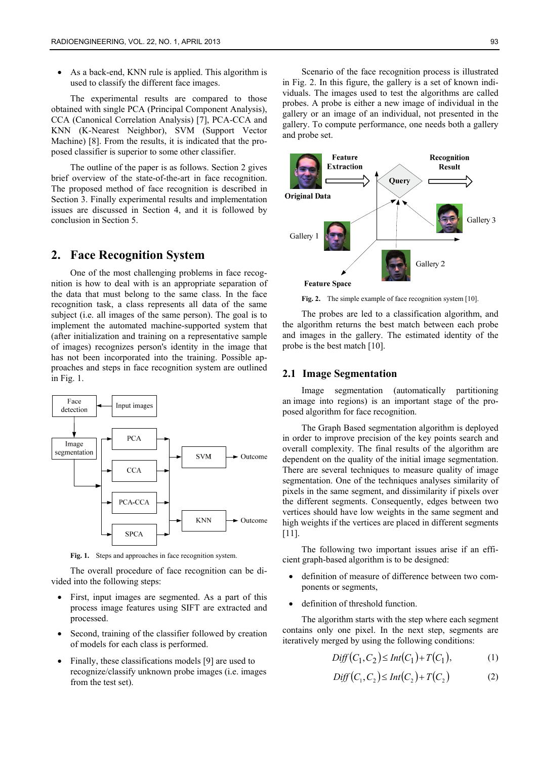- As a back-end, KNN rule is applied. This algorithm is used to classify the different face images.

The experimental results are compared to those obtained with single PCA (Principal Component Analysis), CCA (Canonical Correlation Analysis) [7], PCA-CCA and KNN (K-Nearest Neighbor), SVM (Support Vector Machine) [8]. From the results, it is indicated that the proposed classifier is superior to some other classifier.

The outline of the paper is as follows. Section 2 gives brief overview of the state-of-the-art in face recognition. The proposed method of face recognition is described in Section 3. Finally experimental results and implementation issues are discussed in Section 4, and it is followed by conclusion in Section 5.

## 2. Face Recognition System

One of the most challenging problems in face recognition is how to deal with is an appropriate separation of the data that must belong to the same class. In the face recognition task, a class represents all data of the same subject (i.e. all images of the same person). The goal is to implement the automated machine-supported system that (after initialization and training on a representative sample of images) recognizes person's identity in the image that has not been incorporated into the training. Possible approaches and steps in face recognition system are outlined in Fig. 1.

**Fig. 1.** Steps and approaches in face recognition system.

The overall procedure of face recognition can be divided into the following steps:

- First, input images are segmented. As a part of this process image features using SIFT are extracted and processed.
- Second, training of the classifier followed by creation of models for each class is performed.
- Finally, these classifications models [9] are used to recognize/classify unknown probe images (i.e. images from the test set).

Scenario of the face recognition process is illustrated in Fig. 2. In this figure, the gallery is a set of known individuals. The images used to test the algorithms are called probes. A probe is either a new image of individual in the gallery or an image of an individual, not presented in the gallery. To compute performance, one needs both a gallery and probe set.

**Fig. 2.** The simple example of face recognition system [10].

The probes are led to a classification algorithm, and the algorithm returns the best match between each probe and images in the gallery. The estimated identity of the probe is the best match [10].

### 2.1 Image Segmentation

Image segmentation (automatically partitioning an image into regions) is an important stage of the proposed algorithm for face recognition.

The Graph Based segmentation algorithm is deployed in order to improve precision of the key points search and overall complexity. The final results of the algorithm are dependent on the quality of the initial image segmentation. There are several techniques to measure quality of image segmentation. One of the techniques analyses similarity of pixels in the same segment, and dissimilarity if pixels over the different segments. Consequently, edges between two vertices should have low weights in the same segment and high weights if the vertices are placed in different segments [11].

The following two important issues arise if an efficient graph-based algorithm is to be designed:

- definition of measure of difference between two components or segments,
- definition of threshold function.

The algorithm starts with the step where each segment contains only one pixel. In the next step, segments are iteratively merged by using the following conditions:

$$Diff(C_1, C_2) \leq Int(C_1) + T(C_1), \tag{1}$$

$$Diff(C_1, C_2) \leq Int(C_2) + T(C_2) \tag{2}$$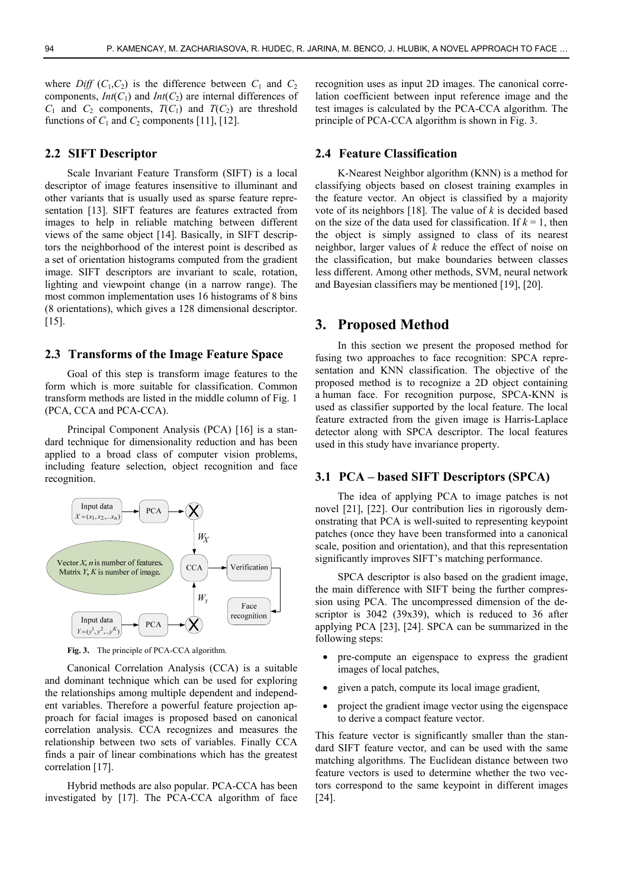where *Diff* $(C_1,C_2)$ is the difference between $C_1$ and $C_2$ components, $Int(C_1)$ and $Int(C_2)$ are internal differences of $C_1$ and $C_2$ components, $T(C_1)$ and $T(C_2)$ are threshold functions of $C_1$ and $C_2$ components [11], [12].

### 2.2 SIFT Descriptor

Scale Invariant Feature Transform (SIFT) is a local descriptor of image features insensitive to illuminant and other variants that is usually used as sparse feature representation [13]. SIFT features are features extracted from images to help in reliable matching between different views of the same object [14]. Basically, in SIFT descriptors the neighborhood of the interest point is described as a set of orientation histograms computed from the gradient image. SIFT descriptors are invariant to scale, rotation, lighting and viewpoint change (in a narrow range). The most common implementation uses 16 histograms of 8 bins (8 orientations), which gives a 128 dimensional descriptor. [15].

### 2.3 Transforms of the Image Feature Space

Goal of this step is transform image features to the form which is more suitable for classification. Common transform methods are listed in the middle column of Fig. 1 (PCA, CCA and PCA-CCA).

Principal Component Analysis (PCA) [16] is a standard technique for dimensionality reduction and has been applied to a broad class of computer vision problems, including feature selection, object recognition and face recognition.

**Fig. 3.** The principle of PCA-CCA algorithm.

Canonical Correlation Analysis (CCA) is a suitable and dominant technique which can be used for exploring the relationships among multiple dependent and independent variables. Therefore a powerful feature projection approach for facial images is proposed based on canonical correlation analysis. CCA recognizes and measures the relationship between two sets of variables. Finally CCA finds a pair of linear combinations which has the greatest correlation [17].

Hybrid methods are also popular. PCA-CCA has been investigated by [17]. The PCA-CCA algorithm of face recognition uses as input 2D images. The canonical correlation coefficient between input reference image and the test images is calculated by the PCA-CCA algorithm. The principle of PCA-CCA algorithm is shown in Fig. 3.

### 2.4 Feature Classification

K-Nearest Neighbor algorithm (KNN) is a method for classifying objects based on closest training examples in the feature vector. An object is classified by a majority vote of its neighbors [18]. The value of $k$ is decided based on the size of the data used for classification. If $k = 1$, then the object is simply assigned to class of its nearest neighbor, larger values of $k$ reduce the effect of noise on the classification, but make boundaries between classes less different. Among other methods, SVM, neural network and Bayesian classifiers may be mentioned [19], [20].

## 3. Proposed Method

In this section we present the proposed method for fusing two approaches to face recognition: SPCA representation and KNN classification. The objective of the proposed method is to recognize a 2D object containing a human face. For recognition purpose, SPCA-KNN is used as classifier supported by the local feature. The local feature extracted from the given image is Harris-Laplace detector along with SPCA descriptor. The local features used in this study have invariance property.

### 3.1 PCA – based SIFT Descriptors (SPCA)

The idea of applying PCA to image patches is not novel [21], [22]. Our contribution lies in rigorously demonstrating that PCA is well-suited to representing keypoint patches (once they have been transformed into a canonical scale, position and orientation), and that this representation significantly improves SIFT's matching performance.

SPCA descriptor is also based on the gradient image, the main difference with SIFT being the further compression using PCA. The uncompressed dimension of the descriptor is 3042 (39x39), which is reduced to 36 after applying PCA [23], [24]. SPCA can be summarized in the following steps:

- pre-compute an eigenspace to express the gradient images of local patches,
- given a patch, compute its local image gradient,
- project the gradient image vector using the eigenspace to derive a compact feature vector.

This feature vector is significantly smaller than the standard SIFT feature vector, and can be used with the same matching algorithms. The Euclidean distance between two feature vectors is used to determine whether the two vectors correspond to the same keypoint in different images [24].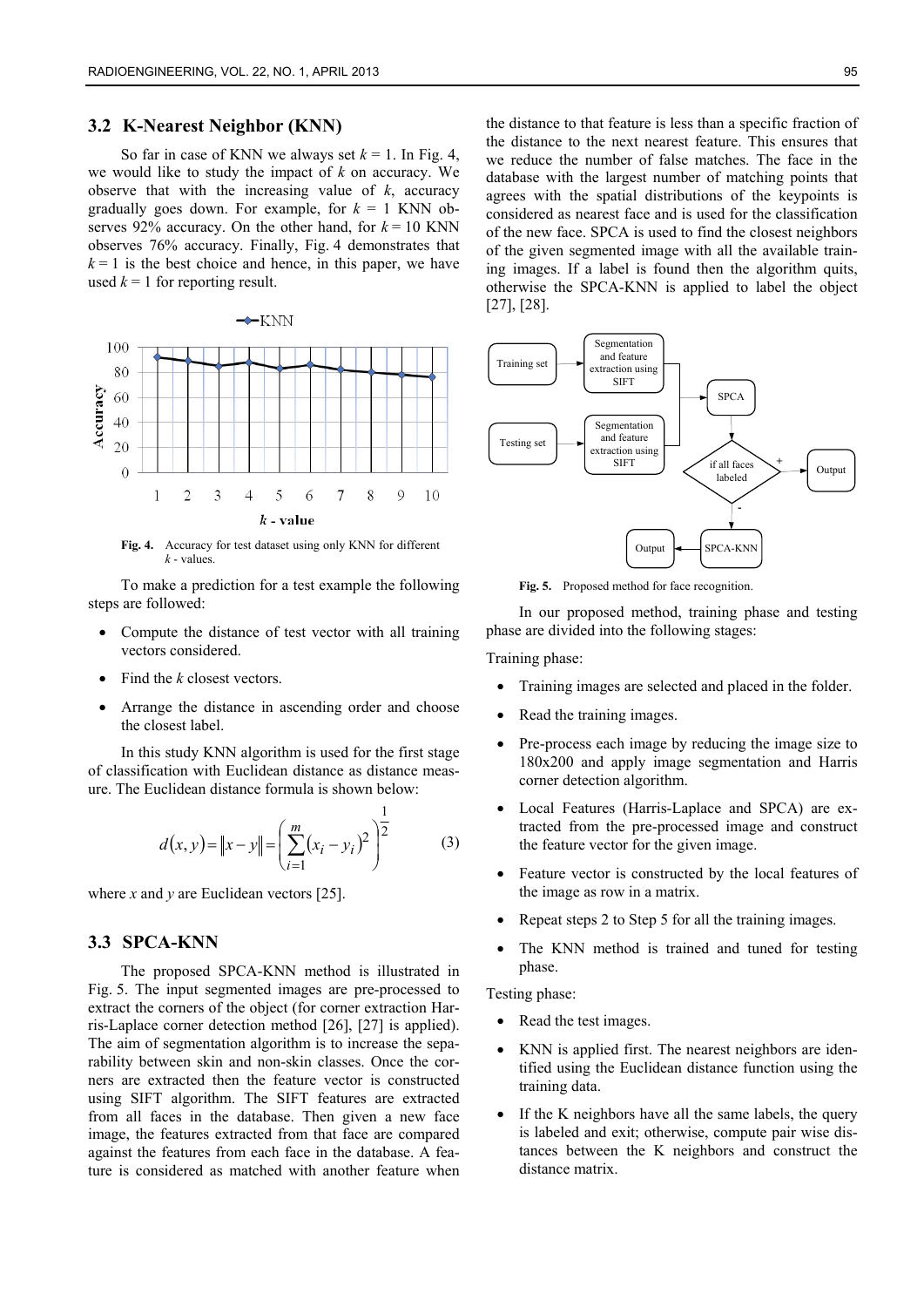### 3.2 K-Nearest Neighbor (KNN)

So far in case of KNN we always set $k = 1$. In Fig. 4, we would like to study the impact of $k$ on accuracy. We observe that with the increasing value of $k$, accuracy gradually goes down. For example, for $k = 1$ KNN observes 92% accuracy. On the other hand, for $k = 10$ KNN observes 76% accuracy. Finally, Fig. 4 demonstrates that $k = 1$ is the best choice and hence, in this paper, we have used $k = 1$ for reporting result.

**Fig. 4.** Accuracy for test dataset using only KNN for different $k$ - values.

To make a prediction for a test example the following steps are followed:

- Compute the distance of test vector with all training vectors considered.
- Find the $k$ closest vectors.
- Arrange the distance in ascending order and choose the closest label.

In this study KNN algorithm is used for the first stage of classification with Euclidean distance as distance measure. The Euclidean distance formula is shown below:

$$d(x, y) = \|x - y\| = \left( \sum_{i=1}^{m} (x_i - y_i)^2 \right)^{\frac{1}{2}} \tag{3}$$

where $x$ and $y$ are Euclidean vectors [25].

### 3.3 SPCA-KNN

The proposed SPCA-KNN method is illustrated in Fig. 5. The input segmented images are pre-processed to extract the corners of the object (for corner extraction Harris-Laplace corner detection method [26], [27] is applied). The aim of segmentation algorithm is to increase the separability between skin and non-skin classes. Once the corners are extracted then the feature vector is constructed using SIFT algorithm. The SIFT features are extracted from all faces in the database. Then given a new face image, the features extracted from that face are compared against the features from each face in the database. A feature is considered as matched with another feature when the distance to that feature is less than a specific fraction of the distance to the next nearest feature. This ensures that we reduce the number of false matches. The face in the database with the largest number of matching points that agrees with the spatial distributions of the keypoints is considered as nearest face and is used for the classification of the new face. SPCA is used to find the closest neighbors of the given segmented image with all the available training images. If a label is found then the algorithm quits, otherwise the SPCA-KNN is applied to label the object [27], [28].

**Fig. 5.** Proposed method for face recognition.

In our proposed method, training phase and testing phase are divided into the following stages:

Training phase:

- Training images are selected and placed in the folder.
- Read the training images.
- Pre-process each image by reducing the image size to 180x200 and apply image segmentation and Harris corner detection algorithm.
- Local Features (Harris-Laplace and SPCA) are extracted from the pre-processed image and construct the feature vector for the given image.
- Feature vector is constructed by the local features of the image as row in a matrix.
- Repeat steps 2 to Step 5 for all the training images.
- The KNN method is trained and tuned for testing phase.

Testing phase:

- Read the test images.
- KNN is applied first. The nearest neighbors are identified using the Euclidean distance function using the training data.
- If the K neighbors have all the same labels, the query is labeled and exit; otherwise, compute pair wise distances between the K neighbors and construct the distance matrix.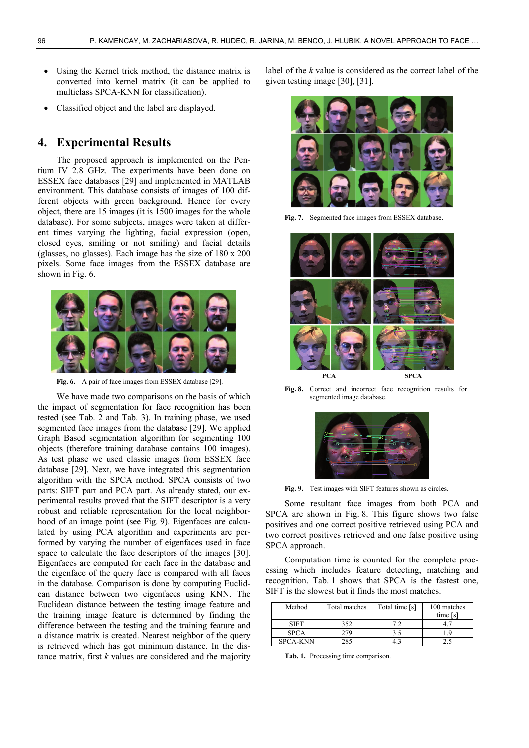- Using the Kernel trick method, the distance matrix is converted into kernel matrix (it can be applied to multiclass SPCA-KNN for classification).
- Classified object and the label are displayed.

## 4. Experimental Results

The proposed approach is implemented on the Pentium IV 2.8 GHz. The experiments have been done on ESSEX face databases [29] and implemented in MATLAB environment. This database consists of images of 100 different objects with green background. Hence for every object, there are 15 images (it is 1500 images for the whole database). For some subjects, images were taken at different times varying the lighting, facial expression (open, closed eyes, smiling or not smiling) and facial details (glasses, no glasses). Each image has the size of 180 x 200 pixels. Some face images from the ESSEX database are shown in Fig. 6.

**Fig. 6.** A pair of face images from ESSEX database [29].

We have made two comparisons on the basis of which the impact of segmentation for face recognition has been tested (see Tab. 2 and Tab. 3). In training phase, we used segmented face images from the database [29]. We applied Graph Based segmentation algorithm for segmenting 100 objects (therefore training database contains 100 images). As test phase we used classic images from ESSEX face database [29]. Next, we have integrated this segmentation algorithm with the SPCA method. SPCA consists of two parts: SIFT part and PCA part. As already stated, our experimental results proved that the SIFT descriptor is a very robust and reliable representation for the local neighborhood of an image point (see Fig. 9). Eigenfaces are calculated by using PCA algorithm and experiments are performed by varying the number of eigenfaces used in face space to calculate the face descriptors of the images [30]. Eigenfaces are computed for each face in the database and the eigenface of the query face is compared with all faces in the database. Comparison is done by computing Euclidean distance between two eigenfaces using KNN. The Euclidean distance between the testing image feature and the training image feature is determined by finding the difference between the testing and the training feature and a distance matrix is created. Nearest neighbor of the query is retrieved which has got minimum distance. In the distance matrix, first *k* values are considered and the majority label of the *k* value is considered as the correct label of the given testing image [30], [31].

**Fig. 7.** Segmented face images from ESSEX database.

PCA SPCA

**Fig. 8.** Correct and incorrect face recognition results for segmented image database.

**Fig. 9.** Test images with SIFT features shown as circles.

Some resultant face images from both PCA and SPCA are shown in Fig. 8. This figure shows two false positives and one correct positive retrieved using PCA and two correct positives retrieved and one false positive using SPCA approach.

Computation time is counted for the complete processing which includes feature detecting, matching and recognition. Tab. 1 shows that SPCA is the fastest one, SIFT is the slowest but it finds the most matches.

| Method | Total matches | Total time [s] | 100 matches time [s] |
|---|---|---|---|
| SIFT | 352 | 7.2 | 4.7 |
| SPCA | 279 | 3.5 | 1.9 |
| SPCA-KNN | 285 | 4.3 | 2.5 |

**Tab. 1.** Processing time comparison.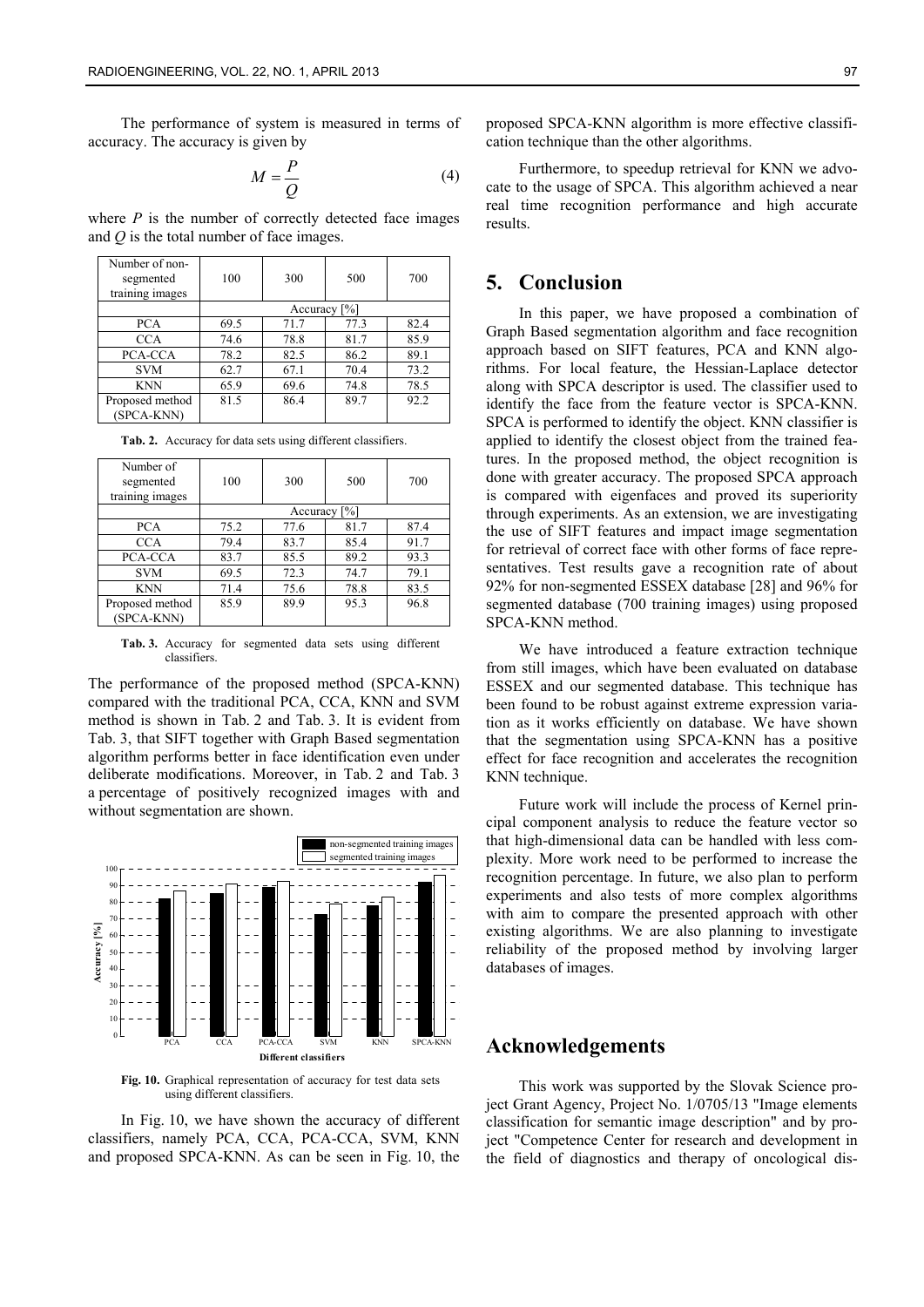The performance of system is measured in terms of accuracy. The accuracy is given by

$$M = \frac{P}{Q} \tag{4}$$

where $P$ is the number of correctly detected face images and $Q$ is the total number of face images.

| Number of non-segmented training images | 100 | 300 | 500 | 700 |
|---|---|---|---|---|
| | Accuracy [%] | | | |
| PCA | 69.5 | 71.7 | 77.3 | 82.4 |
| CCA | 74.6 | 78.8 | 81.7 | 85.9 |
| PCA-CCA | 78.2 | 82.5 | 86.2 | 89.1 |
| SVM | 62.7 | 67.1 | 70.4 | 73.2 |
| KNN | 65.9 | 69.6 | 74.8 | 78.5 |
| Proposed method (SPCA-KNN) | 81.5 | 86.4 | 89.7 | 92.2 |

**Tab. 2.** Accuracy for data sets using different classifiers.

| Number of segmented training images | 100 | 300 | 500 | 700 |
|---|---|---|---|---|
| | Accuracy [%] | | | |
| PCA | 75.2 | 77.6 | 81.7 | 87.4 |
| CCA | 79.4 | 83.7 | 85.4 | 91.7 |
| PCA-CCA | 83.7 | 85.5 | 89.2 | 93.3 |
| SVM | 69.5 | 72.3 | 74.7 | 79.1 |
| KNN | 71.4 | 75.6 | 78.8 | 83.5 |
| Proposed method (SPCA-KNN) | 85.9 | 89.9 | 95.3 | 96.8 |

**Tab. 3.** Accuracy for segmented data sets using different classifiers.

The performance of the proposed method (SPCA-KNN) compared with the traditional PCA, CCA, KNN and SVM method is shown in Tab. 2 and Tab. 3. It is evident from Tab. 3, that SIFT together with Graph Based segmentation algorithm performs better in face identification even under deliberate modifications. Moreover, in Tab. 2 and Tab. 3 a percentage of positively recognized images with and without segmentation are shown.

**Fig. 10.** Graphical representation of accuracy for test data sets using different classifiers.

In Fig. 10, we have shown the accuracy of different classifiers, namely PCA, CCA, PCA-CCA, SVM, KNN and proposed SPCA-KNN. As can be seen in Fig. 10, the proposed SPCA-KNN algorithm is more effective classification technique than the other algorithms.

Furthermore, to speedup retrieval for KNN we advocate to the usage of SPCA. This algorithm achieved a near real time recognition performance and high accurate results.

## 5. Conclusion

In this paper, we have proposed a combination of Graph Based segmentation algorithm and face recognition approach based on SIFT features, PCA and KNN algorithms. For local feature, the Hessian-Laplace detector along with SPCA descriptor is used. The classifier used to identify the face from the feature vector is SPCA-KNN. SPCA is performed to identify the object. KNN classifier is applied to identify the closest object from the trained features. In the proposed method, the object recognition is done with greater accuracy. The proposed SPCA approach is compared with eigenfaces and proved its superiority through experiments. As an extension, we are investigating the use of SIFT features and impact image segmentation for retrieval of correct face with other forms of face representatives. Test results gave a recognition rate of about 92% for non-segmented ESSEX database [28] and 96% for segmented database (700 training images) using proposed SPCA-KNN method.

We have introduced a feature extraction technique from still images, which have been evaluated on database ESSEX and our segmented database. This technique has been found to be robust against extreme expression variation as it works efficiently on database. We have shown that the segmentation using SPCA-KNN has a positive effect for face recognition and accelerates the recognition KNN technique.

Future work will include the process of Kernel principal component analysis to reduce the feature vector so that high-dimensional data can be handled with less complexity. More work need to be performed to increase the recognition percentage. In future, we also plan to perform experiments and also tests of more complex algorithms with aim to compare the presented approach with other existing algorithms. We are also planning to investigate reliability of the proposed method by involving larger databases of images.

## Acknowledgements

This work was supported by the Slovak Science project Grant Agency, Project No. 1/0705/13 "Image elements classification for semantic image description" and by project "Competence Center for research and development in the field of diagnostics and therapy of oncological dis-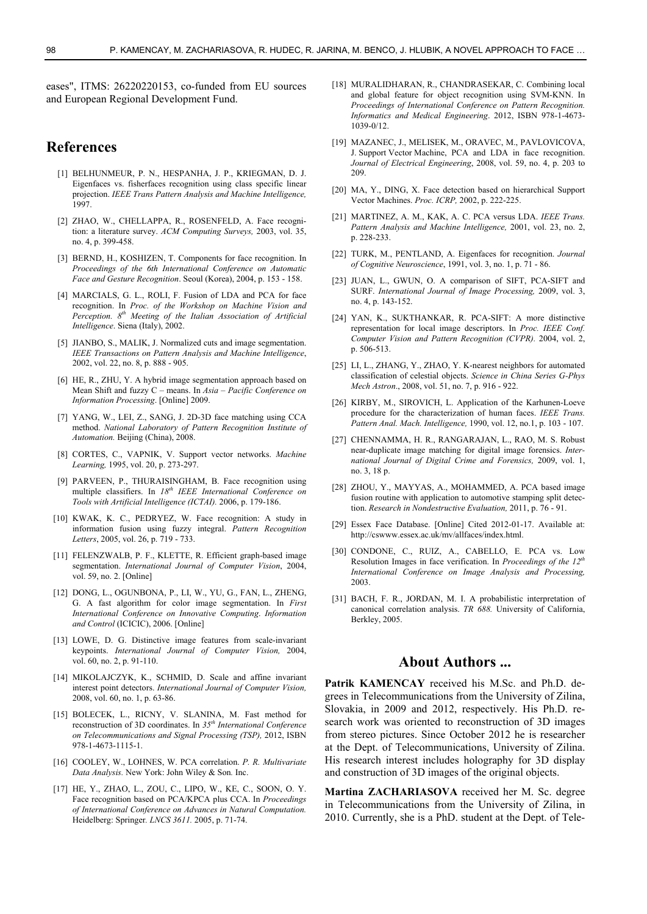eases", ITMS: 26220220153, co-funded from EU sources and European Regional Development Fund.

# References

[1] BELHUNMEUR, P. N., HESPANHA, J. P., KRIEGMAN, D. J. Eigenfaces vs. fisherfaces recognition using class specific linear projection. *IEEE Trans Pattern Analysis and Machine Intelligence,* 1997.

[2] ZHAO, W., CHELLAPPA, R., ROSENFELD, A. Face recognition: a literature survey. *ACM Computing Surveys,* 2003, vol. 35, no. 4, p. 399-458.

[3] BERND, H., KOSHIZEN, T. Components for face recognition. In *Proceedings of the 6th International Conference on Automatic Face and Gesture Recognition*. Seoul (Korea), 2004, p. 153 - 158.

[4] MARCIALS, G. L., ROLI, F. Fusion of LDA and PCA for face recognition. In *Proc. of the Workshop on Machine Vision and Perception. 8th Meeting of the Italian Association of Artificial Intelligence*. Siena (Italy), 2002.

[5] JIANBO, S., MALIK, J. Normalized cuts and image segmentation. *IEEE Transactions on Pattern Analysis and Machine Intelligence*, 2002, vol. 22, no. 8, p. 888 - 905.

[6] HE, R., ZHU, Y. A hybrid image segmentation approach based on Mean Shift and fuzzy C – means. In *Asia – Pacific Conference on Information Processing*. [Online] 2009.

[7] YANG, W., LEI, Z., SANG, J. 2D-3D face matching using CCA method. *National Laboratory of Pattern Recognition Institute of Automation.* Beijing (China), 2008.

[8] CORTES, C., VAPNIK, V. Support vector networks. *Machine Learning,* 1995, vol. 20, p. 273-297.

[9] PARVEEN, P., THURAISINGHAM, B. Face recognition using multiple classifiers. In *18th IEEE International Conference on Tools with Artificial Intelligence (ICTAI).* 2006, p. 179-186.

[10] KWAK, K. C., PEDRYEZ, W. Face recognition: A study in information fusion using fuzzy integral. *Pattern Recognition Letters*, 2005, vol. 26, p. 719 - 733.

[11] FELENZWALB, P. F., KLETTE, R. Efficient graph-based image segmentation. *International Journal of Computer Vision*, 2004, vol. 59, no. 2. [Online]

[12] DONG, L., OGUNBONA, P., LI, W., YU, G., FAN, L., ZHENG, G. A fast algorithm for color image segmentation. In *First International Conference on Innovative Computing*. *Information and Control* (ICICIC), 2006. [Online]

[13] LOWE, D. G. Distinctive image features from scale-invariant keypoints. *International Journal of Computer Vision,* 2004, vol. 60, no. 2, p. 91-110.

[14] MIKOLAJCZYK, K., SCHMID, D. Scale and affine invariant interest point detectors. *International Journal of Computer Vision,* 2008, vol. 60, no. 1, p. 63-86.

[15] BOLECEK, L., RICNY, V. SLANINA, M. Fast method for reconstruction of 3D coordinates. In *35th International Conference on Telecommunications and Signal Processing (TSP),* 2012, ISBN 978-1-4673-1115-1.

[16] COOLEY, W., LOHNES, W. PCA correlation. *P. R. Multivariate Data Analysis.* New York: John Wiley & Son. Inc.

[17] HE, Y., ZHAO, L., ZOU, C., LIPO, W., KE, C., SOON, O. Y. Face recognition based on PCA/KPCA plus CCA. In *Proceedings of International Conference on Advances in Natural Computation.* Heidelberg: Springer. *LNCS 3611.* 2005, p. 71-74.

[18] MURALIDHARAN, R., CHANDRASEKAR, C. Combining local and global feature for object recognition using SVM-KNN. In *Proceedings of International Conference on Pattern Recognition. Informatics and Medical Engineering*. 2012, ISBN 978-1-4673-1039-0/12.

[19] MAZANEC, J., MELISEK, M., ORAVEC, M., PAVLOVICOVA, J. Support Vector Machine, PCA and LDA in face recognition. *Journal of Electrical Engineering*, 2008, vol. 59, no. 4, p. 203 to 209.

[20] MA, Y., DING, X. Face detection based on hierarchical Support Vector Machines. *Proc. ICRP,* 2002, p. 222-225.

[21] MARTINEZ, A. M., KAK, A. C. PCA versus LDA. *IEEE Trans. Pattern Analysis and Machine Intelligence,* 2001, vol. 23, no. 2, p. 228-233.

[22] TURK, M., PENTLAND, A. Eigenfaces for recognition. *Journal of Cognitive Neuroscience*, 1991, vol. 3, no. 1, p. 71 - 86.

[23] JUAN, L., GWUN, O. A comparison of SIFT, PCA-SIFT and SURF. *International Journal of Image Processing,* 2009, vol. 3, no. 4, p. 143-152.

[24] YAN, K., SUKTHANKAR, R. PCA-SIFT: A more distinctive representation for local image descriptors. In *Proc. IEEE Conf. Computer Vision and Pattern Recognition (CVPR).* 2004, vol. 2, p. 506-513.

[25] LI, L., ZHANG, Y., ZHAO, Y. K-nearest neighbors for automated classification of celestial objects. *Science in China Series G-Phys Mech Astron*., 2008, vol. 51, no. 7, p. 916 - 922.

[26] KIRBY, M., SIROVICH, L. Application of the Karhunen-Loeve procedure for the characterization of human faces. *IEEE Trans. Pattern Anal. Mach. Intelligence,* 1990, vol. 12, no.1, p. 103 - 107.

[27] CHENNAMMA, H. R., RANGARAJAN, L., RAO, M. S. Robust near-duplicate image matching for digital image forensics. *International Journal of Digital Crime and Forensics,* 2009, vol. 1, no. 3, 18 p.

[28] ZHOU, Y., MAYYAS, A., MOHAMMED, A. PCA based image fusion routine with application to automotive stamping split detection. *Research in Nondestructive Evaluation,* 2011, p. 76 - 91.

[29] Essex Face Database. [Online] Cited 2012-01-17. Available at: http://cswww.essex.ac.uk/mv/allfaces/index.html.

[30] CONDONE, C., RUIZ, A., CABELLO, E. PCA vs. Low Resolution Images in face verification. In *Proceedings of the 12th International Conference on Image Analysis and Processing,* 2003.

[31] BACH, F. R., JORDAN, M. I. A probabilistic interpretation of canonical correlation analysis. *TR 688.* University of California, Berkley, 2005.

# About Authors ...

**Patrik KAMENCAY** received his M.Sc. and Ph.D. degrees in Telecommunications from the University of Zilina, Slovakia, in 2009 and 2012, respectively. His Ph.D. research work was oriented to reconstruction of 3D images from stereo pictures. Since October 2012 he is researcher at the Dept. of Telecommunications, University of Zilina. His research interest includes holography for 3D display and construction of 3D images of the original objects.

**Martina ZACHARIASOVA** received her M. Sc. degree in Telecommunications from the University of Zilina, in 2010. Currently, she is a PhD. student at the Dept. of Tele-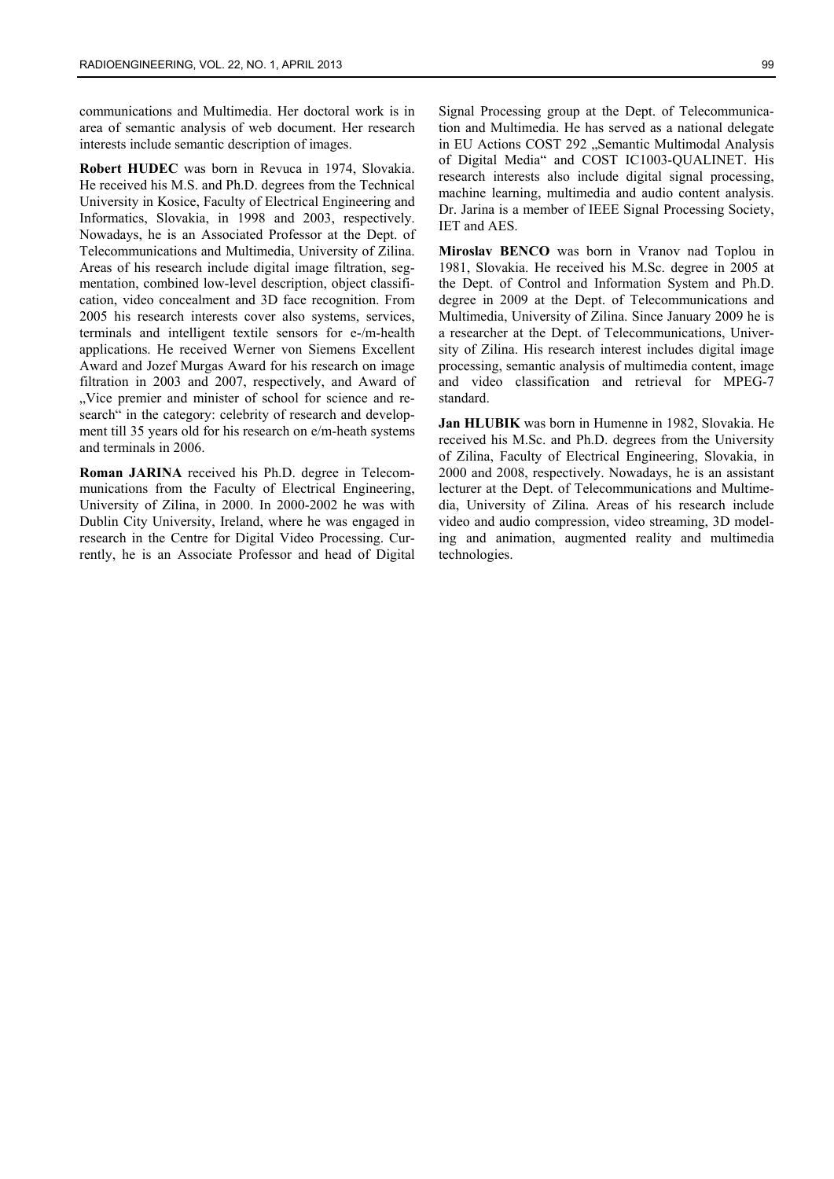communications and Multimedia. Her doctoral work is in area of semantic analysis of web document. Her research interests include semantic description of images.

**Robert HUDEC** was born in Revuca in 1974, Slovakia. He received his M.S. and Ph.D. degrees from the Technical University in Kosice, Faculty of Electrical Engineering and Informatics, Slovakia, in 1998 and 2003, respectively. Nowadays, he is an Associated Professor at the Dept. of Telecommunications and Multimedia, University of Zilina. Areas of his research include digital image filtration, segmentation, combined low-level description, object classification, video concealment and 3D face recognition. From 2005 his research interests cover also systems, services, terminals and intelligent textile sensors for e-/m-health applications. He received Werner von Siemens Excellent Award and Jozef Murgas Award for his research on image filtration in 2003 and 2007, respectively, and Award of „Vice premier and minister of school for science and research" in the category: celebrity of research and development till 35 years old for his research on e/m-heath systems and terminals in 2006.

**Roman JARINA** received his Ph.D. degree in Telecommunications from the Faculty of Electrical Engineering, University of Zilina, in 2000. In 2000-2002 he was with Dublin City University, Ireland, where he was engaged in research in the Centre for Digital Video Processing. Currently, he is an Associate Professor and head of Digital Signal Processing group at the Dept. of Telecommunication and Multimedia. He has served as a national delegate in EU Actions COST 292 „Semantic Multimodal Analysis of Digital Media" and COST IC1003-QUALINET. His research interests also include digital signal processing, machine learning, multimedia and audio content analysis. Dr. Jarina is a member of IEEE Signal Processing Society, IET and AES.

**Miroslav BENCO** was born in Vranov nad Toplou in 1981, Slovakia. He received his M.Sc. degree in 2005 at the Dept. of Control and Information System and Ph.D. degree in 2009 at the Dept. of Telecommunications and Multimedia, University of Zilina. Since January 2009 he is a researcher at the Dept. of Telecommunications, University of Zilina. His research interest includes digital image processing, semantic analysis of multimedia content, image and video classification and retrieval for MPEG-7 standard.

**Jan HLUBIK** was born in Humenne in 1982, Slovakia. He received his M.Sc. and Ph.D. degrees from the University of Zilina, Faculty of Electrical Engineering, Slovakia, in 2000 and 2008, respectively. Nowadays, he is an assistant lecturer at the Dept. of Telecommunications and Multimedia, University of Zilina. Areas of his research include video and audio compression, video streaming, 3D modeling and animation, augmented reality and multimedia technologies.